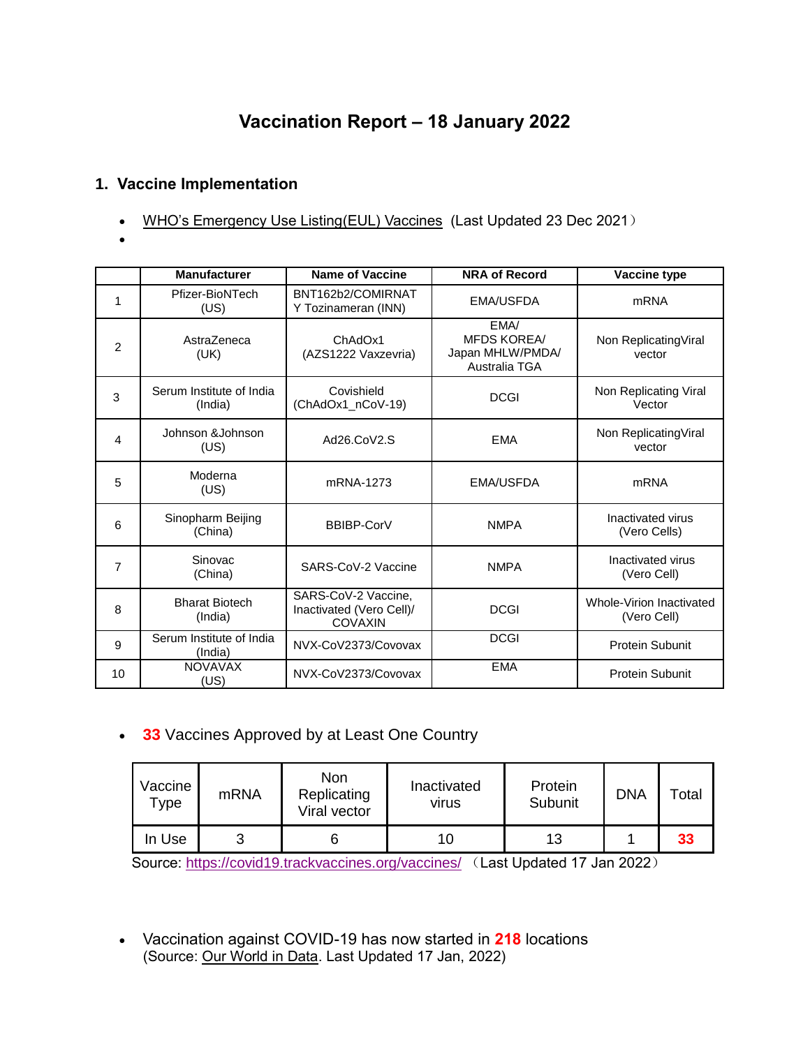# Vaccination Report – 18 January 2022

## 1. Vaccine Implementation

- WHO's Emergency Use Listing(EUL) Vaccines (Last Updated 23 Dec 2021）
- 

| | Manufacturer | Name of Vaccine | NRA of Record | Vaccine type |
|---|---|---|---|---|
| 1 | Pfizer-BioNTech (US) | BNT162b2/COMIRNATY Tozinameran (INN) | EMA/USFDA | mRNA |
| 2 | AstraZeneca (UK) | ChAdOx1 (AZS1222 Vaxzevria) | EMA/ MFDS KOREA/ Japan MHLW/PMDA/ Australia TGA | Non ReplicatingViral vector |
| 3 | Serum Institute of India (India) | Covishield (ChAdOx1_nCoV-19) | DCGI | Non Replicating Viral Vector |
| 4 | Johnson &Johnson (US) | Ad26.CoV2.S | EMA | Non ReplicatingViral vector |
| 5 | Moderna (US) | mRNA-1273 | EMA/USFDA | mRNA |
| 6 | Sinopharm Beijing (China) | BBIBP-CorV | NMPA | Inactivated virus (Vero Cells) |
| 7 | Sinovac (China) | SARS-CoV-2 Vaccine | NMPA | Inactivated virus (Vero Cell) |
| 8 | Bharat Biotech (India) | SARS-CoV-2 Vaccine, Inactivated (Vero Cell)/ COVAXIN | DCGI | Whole-Virion Inactivated (Vero Cell) |
| 9 | Serum Institute of India (India) | NVX-CoV2373/Covovax | DCGI | Protein Subunit |
| 10 | NOVAVAX (US) | NVX-CoV2373/Covovax | EMA | Protein Subunit |

- **33** Vaccines Approved by at Least One Country

| Vaccine Type | mRNA | Non Replicating Viral vector | Inactivated virus | Protein Subunit | DNA | Total |
|---|---|---|---|---|---|---|
| In Use | 3 | 6 | 10 | 13 | 1 | **33** |

Source: https://covid19.trackvaccines.org/vaccines/ （Last Updated 17 Jan 2022）

- Vaccination against COVID-19 has now started in **218** locations (Source: Our World in Data. Last Updated 17 Jan, 2022)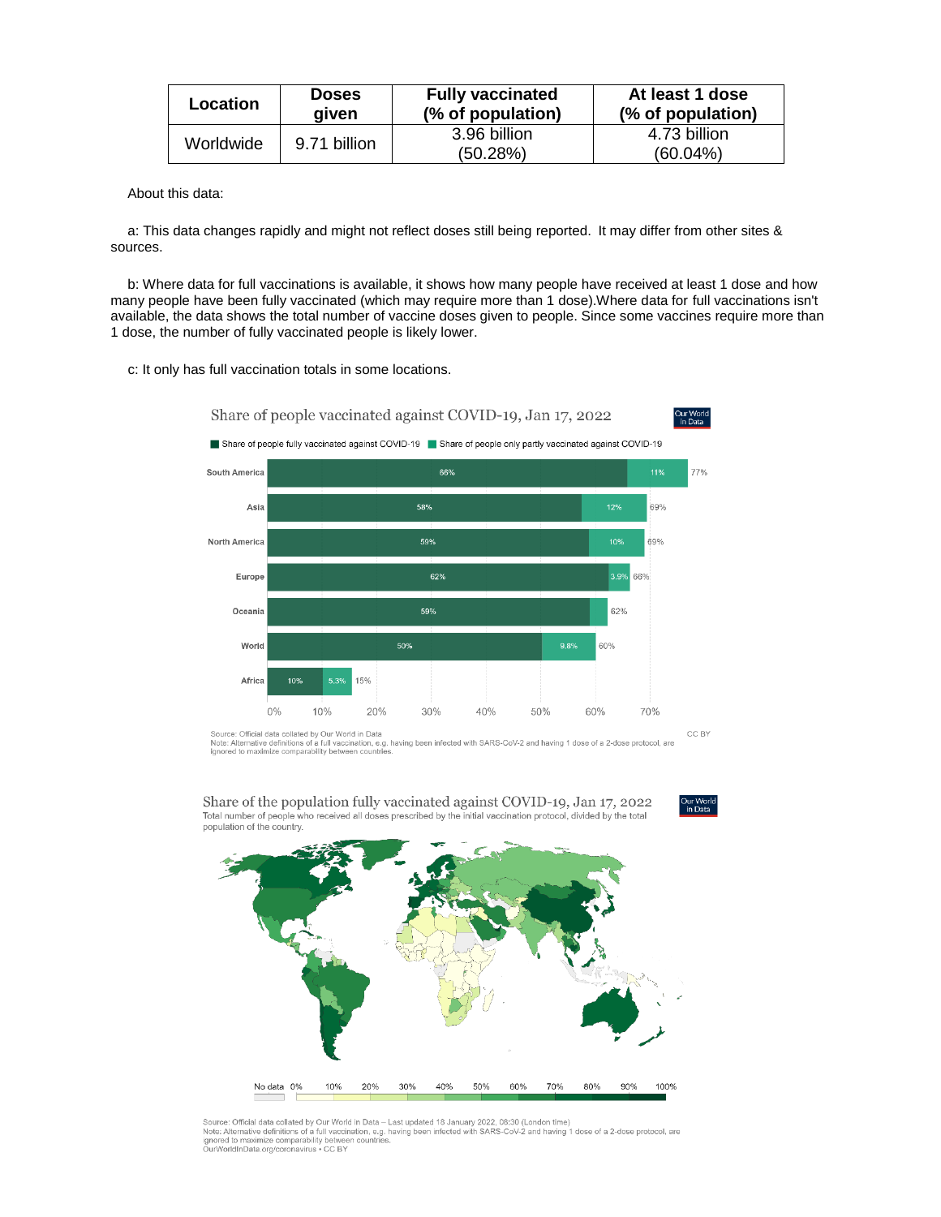| Location | Doses given | Fully vaccinated (% of population) | At least 1 dose (% of population) |
|---|---|---|---|
| Worldwide | 9.71 billion | 3.96 billion (50.28%) | 4.73 billion (60.04%) |

About this data:

a: This data changes rapidly and might not reflect doses still being reported. It may differ from other sites & sources.

b: Where data for full vaccinations is available, it shows how many people have received at least 1 dose and how many people have been fully vaccinated (which may require more than 1 dose).Where data for full vaccinations isn't available, the data shows the total number of vaccine doses given to people. Since some vaccines require more than 1 dose, the number of fully vaccinated people is likely lower.

c: It only has full vaccination totals in some locations.

Share of people vaccinated against COVID-19, Jan 17, 2022

Share of people fully vaccinated against COVID-19 / Share of people only partly vaccinated against COVID-19

| Region | Fully vaccinated | Only partly vaccinated | Total |
|---|---|---|---|
| South America | 66% | 11% | 77% |
| Asia | 58% | 12% | 69% |
| North America | 59% | 10% | 69% |
| Europe | 62% | 3.9% | 66% |
| Oceania | 59% | | 62% |
| World | 50% | 9.8% | 60% |
| Africa | 10% | 5.3% | 15% |

Source: Official data collated by Our World in Data
Note: Alternative definitions of a full vaccination, e.g. having been infected with SARS-CoV-2 and having 1 dose of a 2-dose protocol, are ignored to maximize comparability between countries.

Share of the population fully vaccinated against COVID-19, Jan 17, 2022

Total number of people who received all doses prescribed by the initial vaccination protocol, divided by the total population of the country.

Source: Official data collated by Our World in Data – Last updated 18 January 2022, 08:30 (London time)
Note: Alternative definitions of a full vaccination, e.g. having been infected with SARS-CoV-2 and having 1 dose of a 2-dose protocol, are ignored to maximize comparability between countries.
OurWorldInData.org/coronavirus • CC BY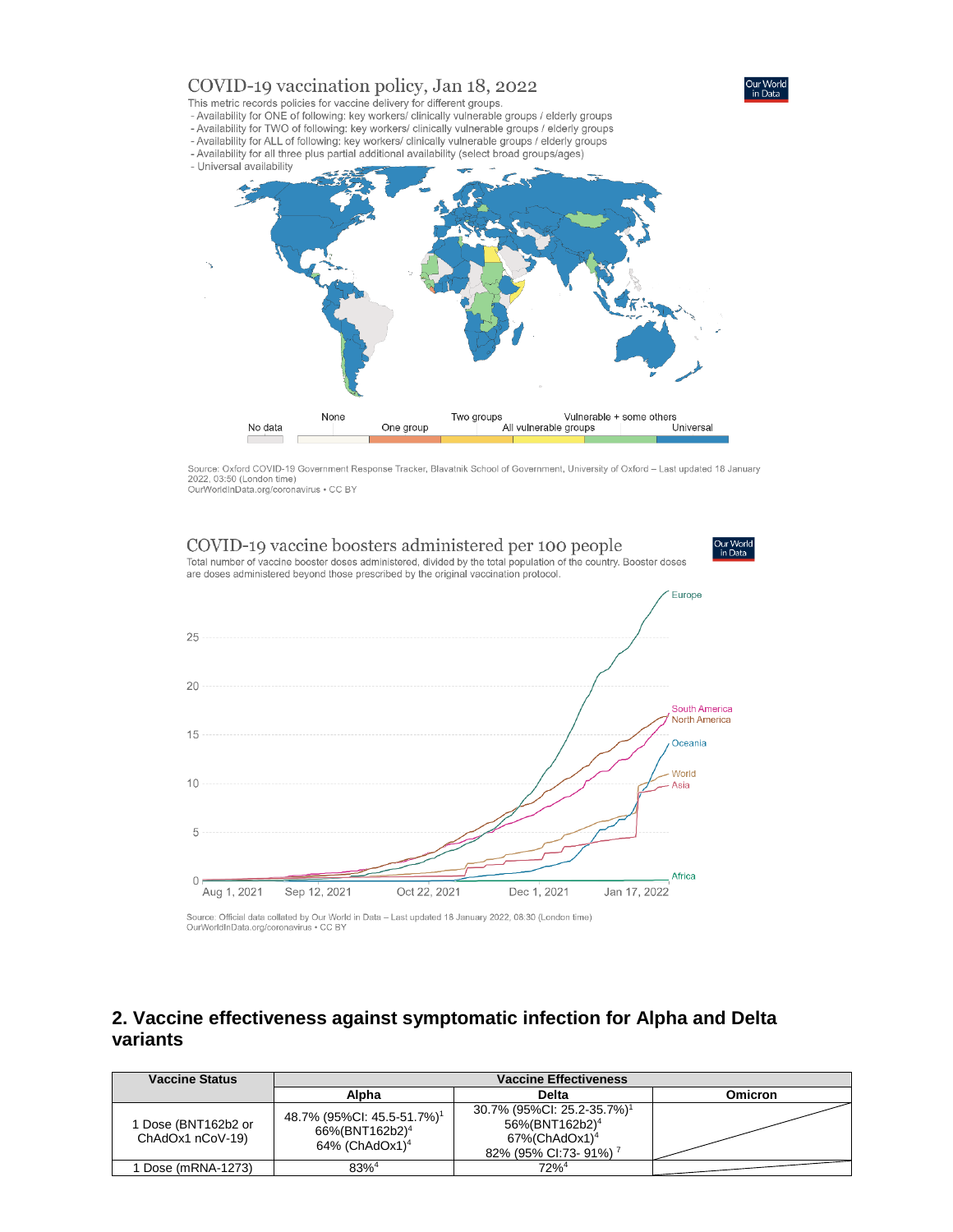COVID-19 vaccination policy, Jan 18, 2022

This metric records policies for vaccine delivery for different groups.
- Availability for ONE of following: key workers/ clinically vulnerable groups / elderly groups
- Availability for TWO of following: key workers/ clinically vulnerable groups / elderly groups
- Availability for ALL of following: key workers/ clinically vulnerable groups / elderly groups
- Availability for all three plus partial additional availability (select broad groups/ages)
- Universal availability

No data | None | One group | Two groups | All vulnerable groups | Vulnerable + some others | Universal

Source: Oxford COVID-19 Government Response Tracker, Blavatnik School of Government, University of Oxford – Last updated 18 January 2022, 03:50 (London time)
OurWorldInData.org/coronavirus • CC BY

COVID-19 vaccine boosters administered per 100 people

Total number of vaccine booster doses administered, divided by the total population of the country. Booster doses are doses administered beyond those prescribed by the original vaccination protocol.

Source: Official data collated by Our World in Data – Last updated 18 January 2022, 08:30 (London time)
OurWorldInData.org/coronavirus • CC BY

## 2. Vaccine effectiveness against symptomatic infection for Alpha and Delta variants

| Vaccine Status | Vaccine Effectiveness | | |
|---|---|---|---|
| | Alpha | Delta | Omicron |
| 1 Dose (BNT162b2 or ChAdOx1 nCoV-19) | 48.7% (95%CI: 45.5-51.7%)[1]<br>66%(BNT162b2)[4]<br>64% (ChAdOx1)[4] | 30.7% (95%CI: 25.2-35.7%)[1]<br>56%(BNT162b2)[4]<br>67%(ChAdOx1)[4]<br>82% (95% CI:73- 91%) [7] | |
| 1 Dose (mRNA-1273) | 83%[4] | 72%[4] | |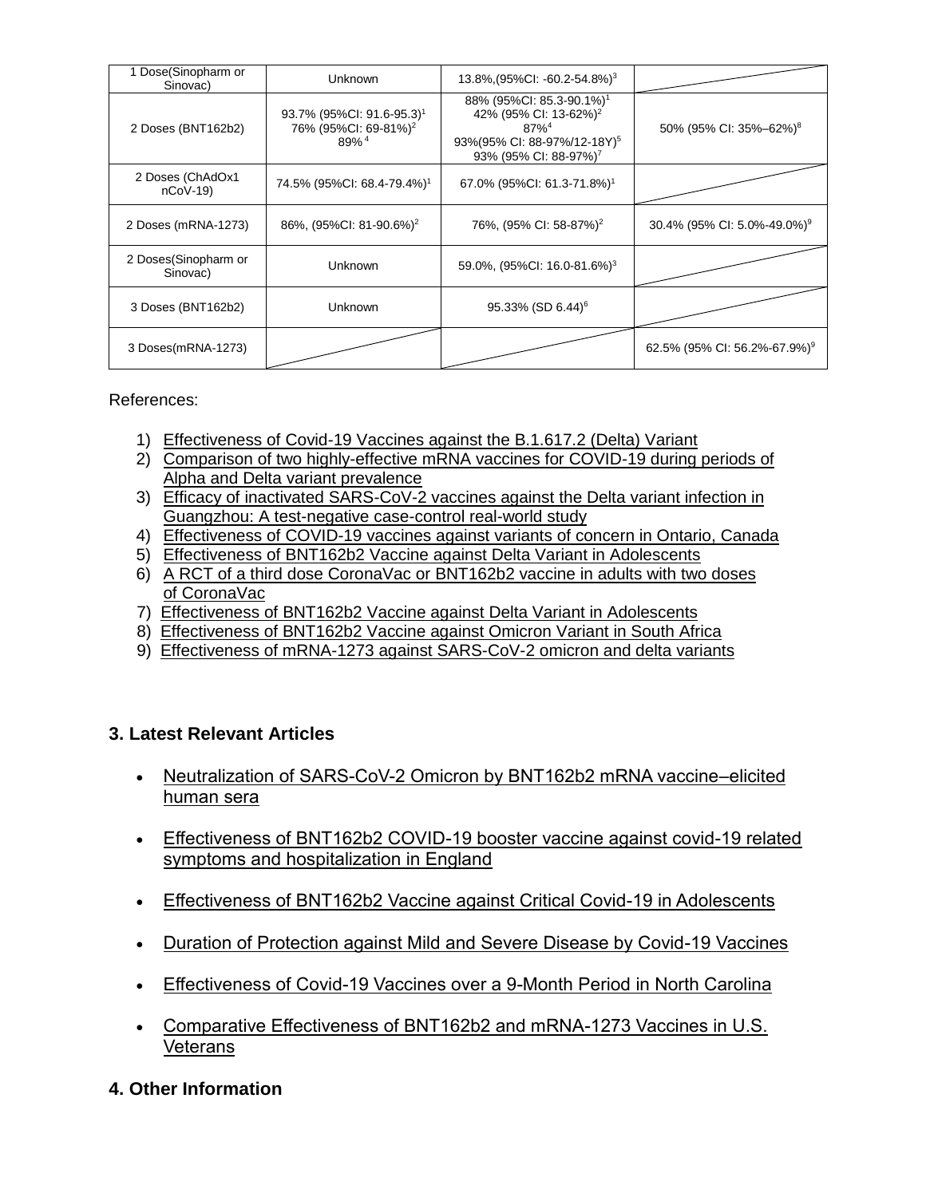| 1 Dose(Sinopharm or Sinovac) | Unknown | 13.8%,(95%CI: -60.2-54.8%)[3] | |
|---|---|---|---|
| 2 Doses (BNT162b2) | 93.7% (95%CI: 91.6-95.3)[1] 76% (95%CI: 69-81%)[2] 89%[4] | 88% (95%CI: 85.3-90.1%)[1] 42% (95% CI: 13-62%)[2] 87%[4] 93%(95% CI: 88-97%/12-18Y)[5] 93% (95% CI: 88-97%)[7] | 50% (95% CI: 35%–62%)[8] |
| 2 Doses (ChAdOx1 nCoV-19) | 74.5% (95%CI: 68.4-79.4%)[1] | 67.0% (95%CI: 61.3-71.8%)[1] | |
| 2 Doses (mRNA-1273) | 86%, (95%CI: 81-90.6%)[2] | 76%, (95% CI: 58-87%)[2] | 30.4% (95% CI: 5.0%-49.0%)[9] |
| 2 Doses(Sinopharm or Sinovac) | Unknown | 59.0%, (95%CI: 16.0-81.6%)[3] | |
| 3 Doses (BNT162b2) | Unknown | 95.33% (SD 6.44)[6] | |
| 3 Doses(mRNA-1273) | | | 62.5% (95% CI: 56.2%-67.9%)[9] |

References:

1) Effectiveness of Covid-19 Vaccines against the B.1.617.2 (Delta) Variant
2) Comparison of two highly-effective mRNA vaccines for COVID-19 during periods of Alpha and Delta variant prevalence
3) Efficacy of inactivated SARS-CoV-2 vaccines against the Delta variant infection in Guangzhou: A test-negative case-control real-world study
4) Effectiveness of COVID-19 vaccines against variants of concern in Ontario, Canada
5) Effectiveness of BNT162b2 Vaccine against Delta Variant in Adolescents
6) A RCT of a third dose CoronaVac or BNT162b2 vaccine in adults with two doses of CoronaVac
7) Effectiveness of BNT162b2 Vaccine against Delta Variant in Adolescents
8) Effectiveness of BNT162b2 Vaccine against Omicron Variant in South Africa
9) Effectiveness of mRNA-1273 against SARS-CoV-2 omicron and delta variants

### 3. Latest Relevant Articles

- Neutralization of SARS-CoV-2 Omicron by BNT162b2 mRNA vaccine–elicited human sera
- Effectiveness of BNT162b2 COVID-19 booster vaccine against covid-19 related symptoms and hospitalization in England
- Effectiveness of BNT162b2 Vaccine against Critical Covid-19 in Adolescents
- Duration of Protection against Mild and Severe Disease by Covid-19 Vaccines
- Effectiveness of Covid-19 Vaccines over a 9-Month Period in North Carolina
- Comparative Effectiveness of BNT162b2 and mRNA-1273 Vaccines in U.S. Veterans

### 4. Other Information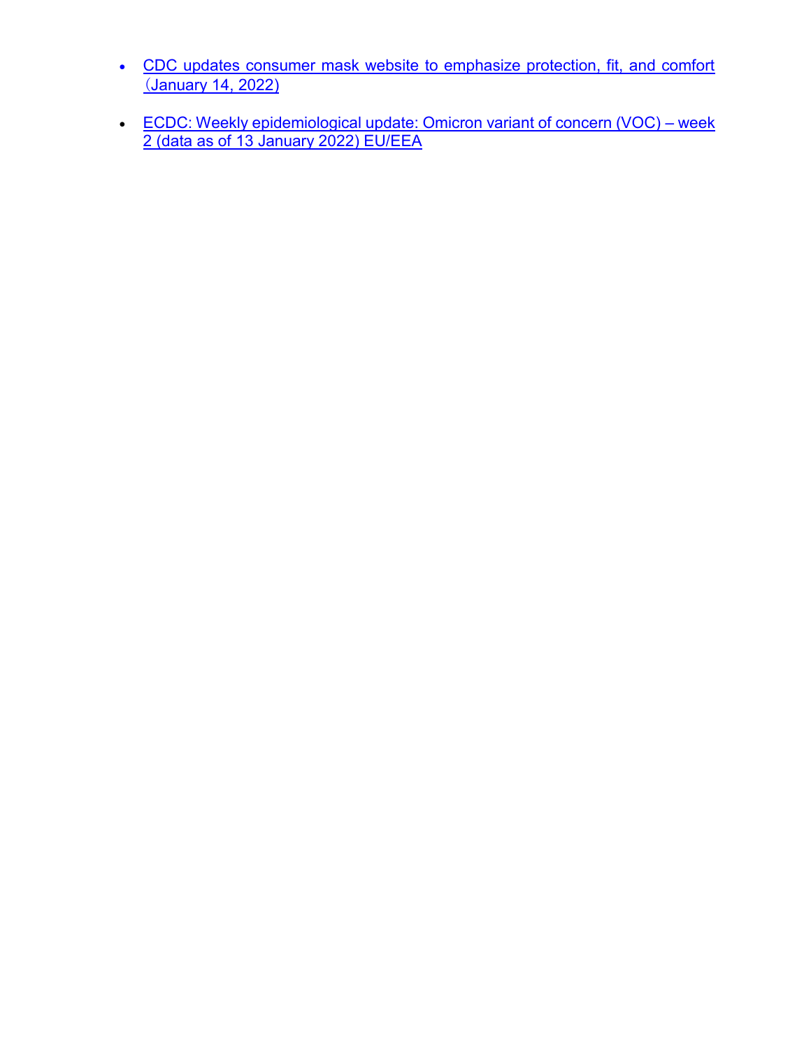- CDC updates consumer mask website to emphasize protection, fit, and comfort（January 14, 2022)
- ECDC: Weekly epidemiological update: Omicron variant of concern (VOC) – week 2 (data as of 13 January 2022) EU/EEA